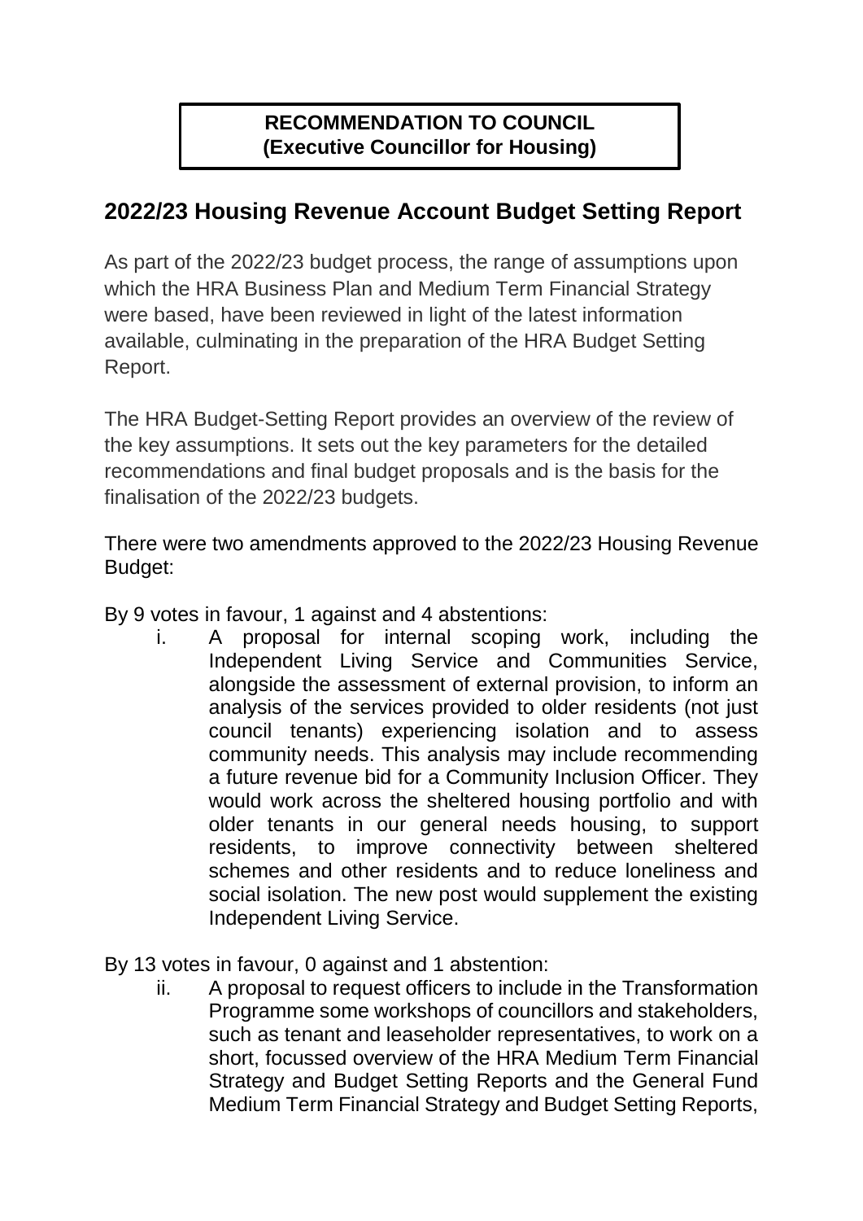**RECOMMENDATION TO COUNCIL**
**(Executive Councillor for Housing)**

## 2022/23 Housing Revenue Account Budget Setting Report

As part of the 2022/23 budget process, the range of assumptions upon which the HRA Business Plan and Medium Term Financial Strategy were based, have been reviewed in light of the latest information available, culminating in the preparation of the HRA Budget Setting Report.

The HRA Budget-Setting Report provides an overview of the review of the key assumptions. It sets out the key parameters for the detailed recommendations and final budget proposals and is the basis for the finalisation of the 2022/23 budgets.

There were two amendments approved to the 2022/23 Housing Revenue Budget:

By 9 votes in favour, 1 against and 4 abstentions:

i. A proposal for internal scoping work, including the Independent Living Service and Communities Service, alongside the assessment of external provision, to inform an analysis of the services provided to older residents (not just council tenants) experiencing isolation and to assess community needs. This analysis may include recommending a future revenue bid for a Community Inclusion Officer. They would work across the sheltered housing portfolio and with older tenants in our general needs housing, to support residents, to improve connectivity between sheltered schemes and other residents and to reduce loneliness and social isolation. The new post would supplement the existing Independent Living Service.

By 13 votes in favour, 0 against and 1 abstention:

ii. A proposal to request officers to include in the Transformation Programme some workshops of councillors and stakeholders, such as tenant and leaseholder representatives, to work on a short, focussed overview of the HRA Medium Term Financial Strategy and Budget Setting Reports and the General Fund Medium Term Financial Strategy and Budget Setting Reports,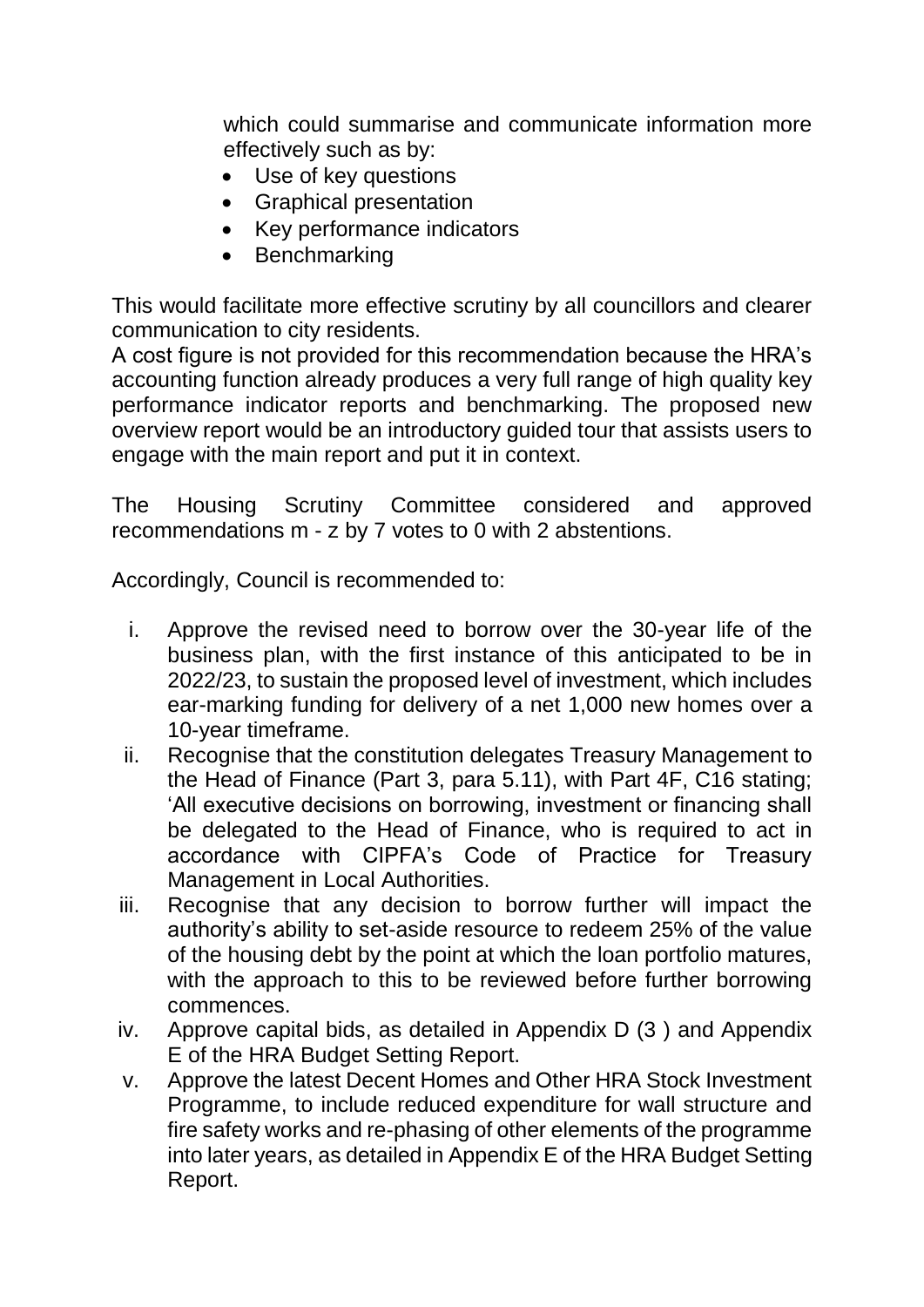which could summarise and communicate information more effectively such as by:

- Use of key questions
- Graphical presentation
- Key performance indicators
- Benchmarking

This would facilitate more effective scrutiny by all councillors and clearer communication to city residents.

A cost figure is not provided for this recommendation because the HRA's accounting function already produces a very full range of high quality key performance indicator reports and benchmarking. The proposed new overview report would be an introductory guided tour that assists users to engage with the main report and put it in context.

The Housing Scrutiny Committee considered and approved recommendations m - z by 7 votes to 0 with 2 abstentions.

Accordingly, Council is recommended to:

i. Approve the revised need to borrow over the 30-year life of the business plan, with the first instance of this anticipated to be in 2022/23, to sustain the proposed level of investment, which includes ear-marking funding for delivery of a net 1,000 new homes over a 10-year timeframe.
ii. Recognise that the constitution delegates Treasury Management to the Head of Finance (Part 3, para 5.11), with Part 4F, C16 stating; 'All executive decisions on borrowing, investment or financing shall be delegated to the Head of Finance, who is required to act in accordance with CIPFA's Code of Practice for Treasury Management in Local Authorities.
iii. Recognise that any decision to borrow further will impact the authority's ability to set-aside resource to redeem 25% of the value of the housing debt by the point at which the loan portfolio matures, with the approach to this to be reviewed before further borrowing commences.
iv. Approve capital bids, as detailed in Appendix D (3 ) and Appendix E of the HRA Budget Setting Report.
v. Approve the latest Decent Homes and Other HRA Stock Investment Programme, to include reduced expenditure for wall structure and fire safety works and re-phasing of other elements of the programme into later years, as detailed in Appendix E of the HRA Budget Setting Report.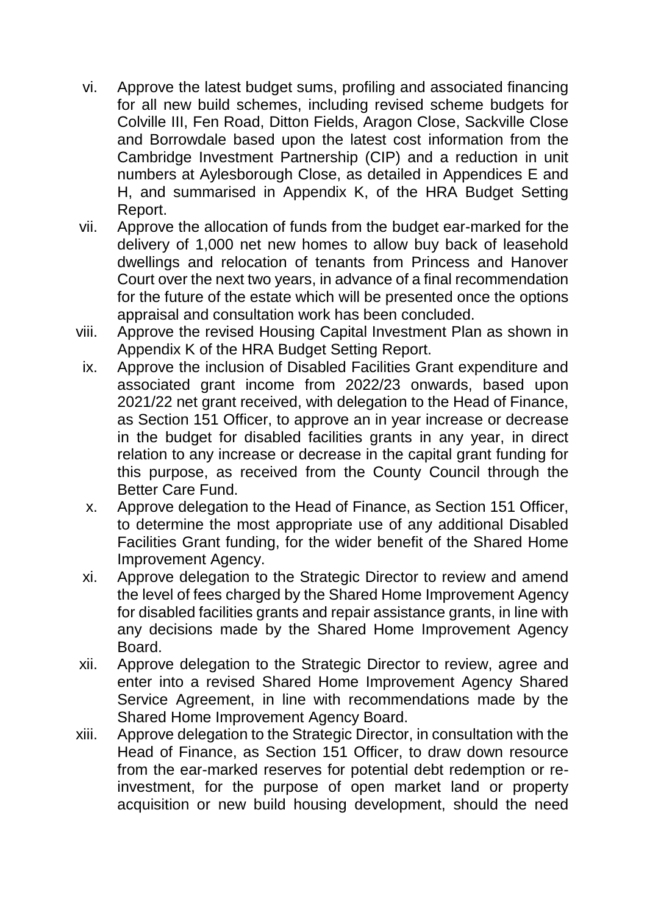vi. Approve the latest budget sums, profiling and associated financing for all new build schemes, including revised scheme budgets for Colville III, Fen Road, Ditton Fields, Aragon Close, Sackville Close and Borrowdale based upon the latest cost information from the Cambridge Investment Partnership (CIP) and a reduction in unit numbers at Aylesborough Close, as detailed in Appendices E and H, and summarised in Appendix K, of the HRA Budget Setting Report.

vii. Approve the allocation of funds from the budget ear-marked for the delivery of 1,000 net new homes to allow buy back of leasehold dwellings and relocation of tenants from Princess and Hanover Court over the next two years, in advance of a final recommendation for the future of the estate which will be presented once the options appraisal and consultation work has been concluded.

viii. Approve the revised Housing Capital Investment Plan as shown in Appendix K of the HRA Budget Setting Report.

ix. Approve the inclusion of Disabled Facilities Grant expenditure and associated grant income from 2022/23 onwards, based upon 2021/22 net grant received, with delegation to the Head of Finance, as Section 151 Officer, to approve an in year increase or decrease in the budget for disabled facilities grants in any year, in direct relation to any increase or decrease in the capital grant funding for this purpose, as received from the County Council through the Better Care Fund.

x. Approve delegation to the Head of Finance, as Section 151 Officer, to determine the most appropriate use of any additional Disabled Facilities Grant funding, for the wider benefit of the Shared Home Improvement Agency.

xi. Approve delegation to the Strategic Director to review and amend the level of fees charged by the Shared Home Improvement Agency for disabled facilities grants and repair assistance grants, in line with any decisions made by the Shared Home Improvement Agency Board.

xii. Approve delegation to the Strategic Director to review, agree and enter into a revised Shared Home Improvement Agency Shared Service Agreement, in line with recommendations made by the Shared Home Improvement Agency Board.

xiii. Approve delegation to the Strategic Director, in consultation with the Head of Finance, as Section 151 Officer, to draw down resource from the ear-marked reserves for potential debt redemption or re-investment, for the purpose of open market land or property acquisition or new build housing development, should the need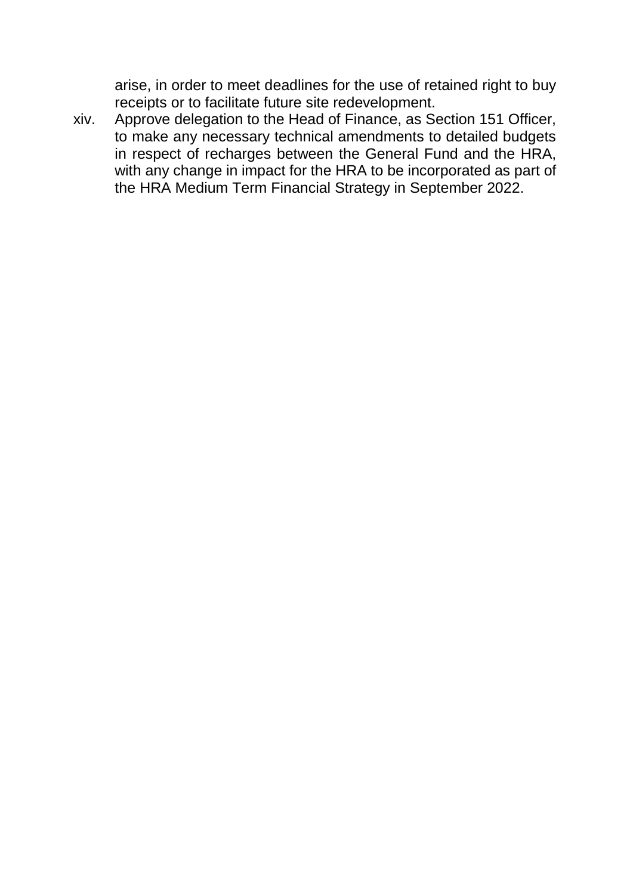arise, in order to meet deadlines for the use of retained right to buy receipts or to facilitate future site redevelopment.

xiv. Approve delegation to the Head of Finance, as Section 151 Officer, to make any necessary technical amendments to detailed budgets in respect of recharges between the General Fund and the HRA, with any change in impact for the HRA to be incorporated as part of the HRA Medium Term Financial Strategy in September 2022.